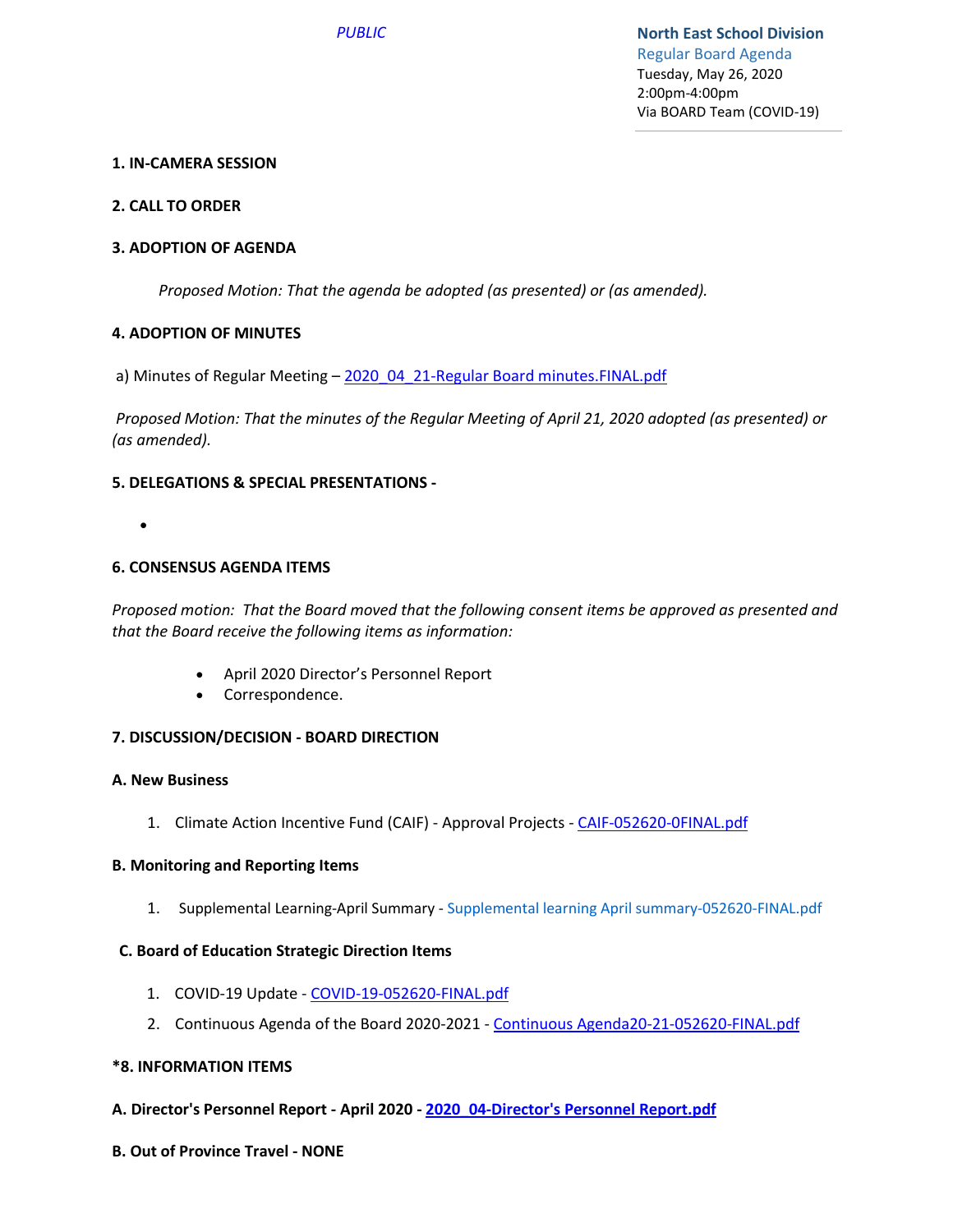*PUBLIC*

**North East School Division**
Regular Board Agenda
Tuesday, May 26, 2020
2:00pm-4:00pm
Via BOARD Team (COVID-19)

**1. IN-CAMERA SESSION**

**2. CALL TO ORDER**

**3. ADOPTION OF AGENDA**

*Proposed Motion: That the agenda be adopted (as presented) or (as amended).*

**4. ADOPTION OF MINUTES**

a) Minutes of Regular Meeting – 2020_04_21-Regular Board minutes.FINAL.pdf

*Proposed Motion: That the minutes of the Regular Meeting of April 21, 2020 adopted (as presented) or (as amended).*

**5. DELEGATIONS & SPECIAL PRESENTATIONS -**

- 

**6. CONSENSUS AGENDA ITEMS**

*Proposed motion: That the Board moved that the following consent items be approved as presented and that the Board receive the following items as information:*

- April 2020 Director's Personnel Report
- Correspondence.

**7. DISCUSSION/DECISION - BOARD DIRECTION**

**A. New Business**

1. Climate Action Incentive Fund (CAIF) - Approval Projects - CAIF-052620-0FINAL.pdf

**B. Monitoring and Reporting Items**

1. Supplemental Learning-April Summary - Supplemental learning April summary-052620-FINAL.pdf

**C. Board of Education Strategic Direction Items**

1. COVID-19 Update - COVID-19-052620-FINAL.pdf
2. Continuous Agenda of the Board 2020-2021 - Continuous Agenda20-21-052620-FINAL.pdf

**\*8. INFORMATION ITEMS**

**A. Director's Personnel Report - April 2020 - 2020_04-Director's Personnel Report.pdf**

**B. Out of Province Travel - NONE**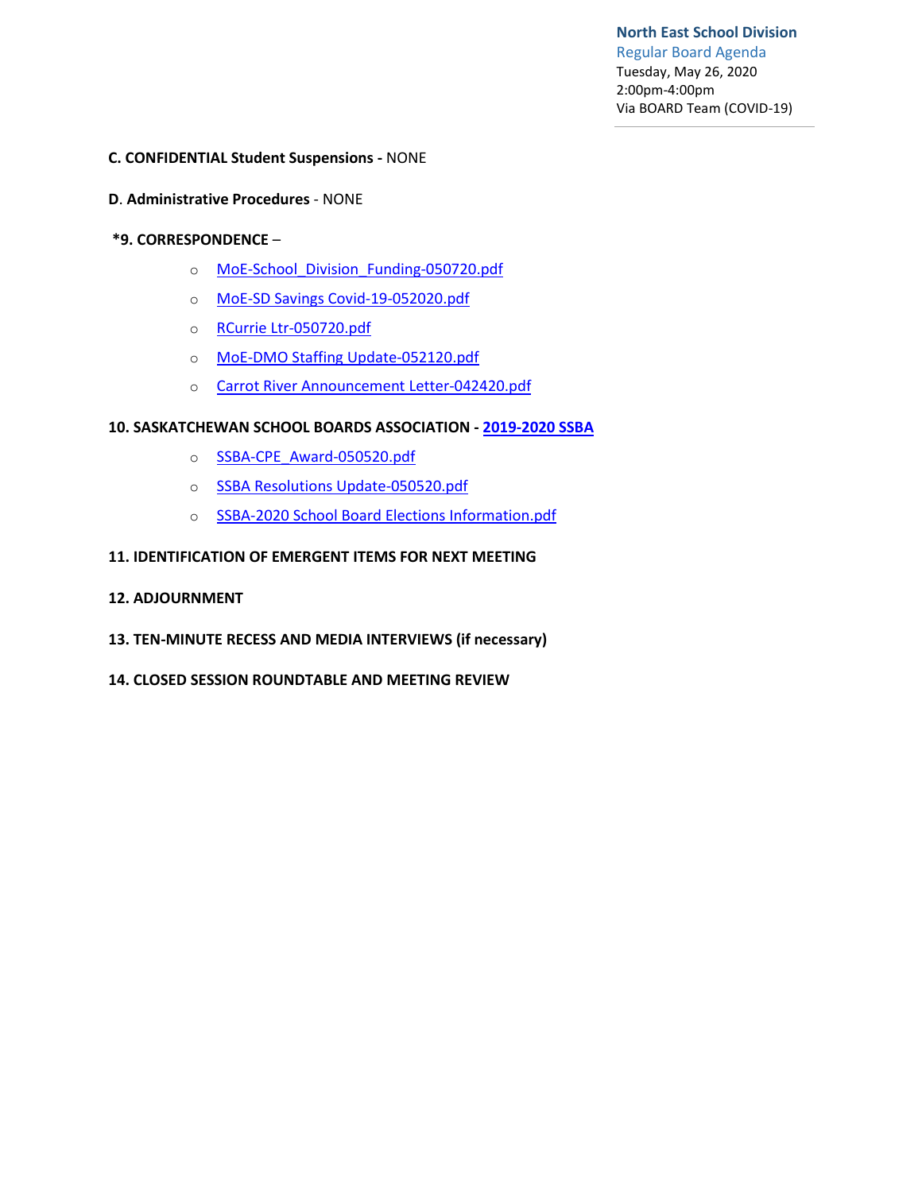**C. CONFIDENTIAL Student Suspensions -** NONE

**D**. **Administrative Procedures** - NONE

**\*9. CORRESPONDENCE** –

- MoE-School_Division_Funding-050720.pdf
- MoE-SD Savings Covid-19-052020.pdf
- RCurrie Ltr-050720.pdf
- MoE-DMO Staffing Update-052120.pdf
- Carrot River Announcement Letter-042420.pdf

**10. SASKATCHEWAN SCHOOL BOARDS ASSOCIATION - 2019-2020 SSBA**

- SSBA-CPE_Award-050520.pdf
- SSBA Resolutions Update-050520.pdf
- SSBA-2020 School Board Elections Information.pdf

**11. IDENTIFICATION OF EMERGENT ITEMS FOR NEXT MEETING**

**12. ADJOURNMENT**

**13. TEN-MINUTE RECESS AND MEDIA INTERVIEWS (if necessary)**

**14. CLOSED SESSION ROUNDTABLE AND MEETING REVIEW**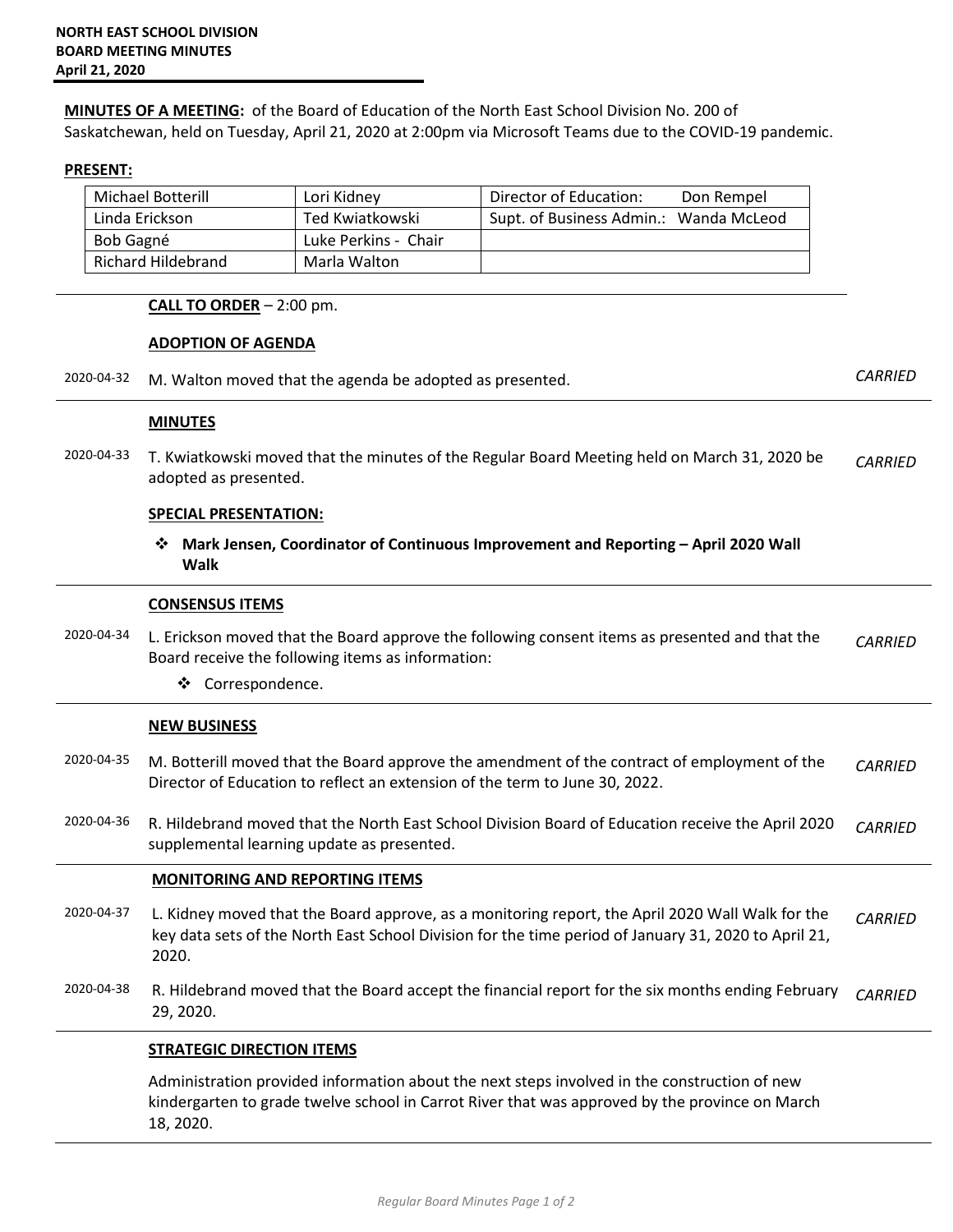**NORTH EAST SCHOOL DIVISION**
**BOARD MEETING MINUTES**
**April 21, 2020**

**MINUTES OF A MEETING:** of the Board of Education of the North East School Division No. 200 of Saskatchewan, held on Tuesday, April 21, 2020 at 2:00pm via Microsoft Teams due to the COVID-19 pandemic.

**PRESENT:**

| | | |
|---|---|---|
| Michael Botterill | Lori Kidney | Director of Education: Don Rempel |
| Linda Erickson | Ted Kwiatkowski | Supt. of Business Admin.: Wanda McLeod |
| Bob Gagné | Luke Perkins - Chair | |
| Richard Hildebrand | Marla Walton | |

**CALL TO ORDER** – 2:00 pm.

**ADOPTION OF AGENDA**

2020-04-32 M. Walton moved that the agenda be adopted as presented. *CARRIED*

**MINUTES**

2020-04-33 T. Kwiatkowski moved that the minutes of the Regular Board Meeting held on March 31, 2020 be adopted as presented. *CARRIED*

**SPECIAL PRESENTATION:**

- **Mark Jensen, Coordinator of Continuous Improvement and Reporting – April 2020 Wall Walk**

**CONSENSUS ITEMS**

2020-04-34 L. Erickson moved that the Board approve the following consent items as presented and that the Board receive the following items as information: *CARRIED*

- Correspondence.

**NEW BUSINESS**

2020-04-35 M. Botterill moved that the Board approve the amendment of the contract of employment of the Director of Education to reflect an extension of the term to June 30, 2022. *CARRIED*

2020-04-36 R. Hildebrand moved that the North East School Division Board of Education receive the April 2020 supplemental learning update as presented. *CARRIED*

**MONITORING AND REPORTING ITEMS**

2020-04-37 L. Kidney moved that the Board approve, as a monitoring report, the April 2020 Wall Walk for the key data sets of the North East School Division for the time period of January 31, 2020 to April 21, 2020. *CARRIED*

2020-04-38 R. Hildebrand moved that the Board accept the financial report for the six months ending February 29, 2020. *CARRIED*

**STRATEGIC DIRECTION ITEMS**

Administration provided information about the next steps involved in the construction of new kindergarten to grade twelve school in Carrot River that was approved by the province on March 18, 2020.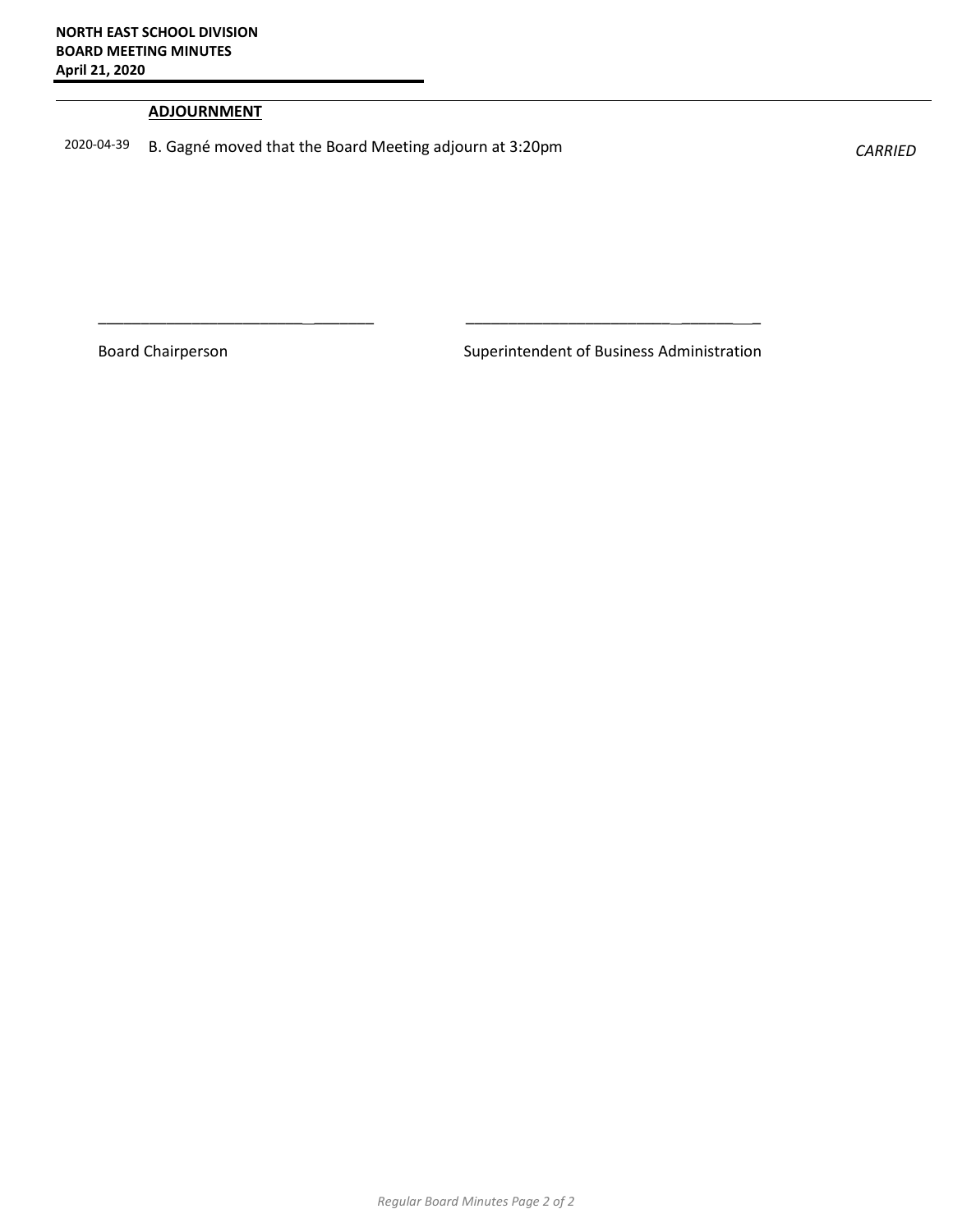**ADJOURNMENT**

2020-04-39 B. Gagné moved that the Board Meeting adjourn at 3:20pm *CARRIED*

_________________________________ _________________________________

Board Chairperson Superintendent of Business Administration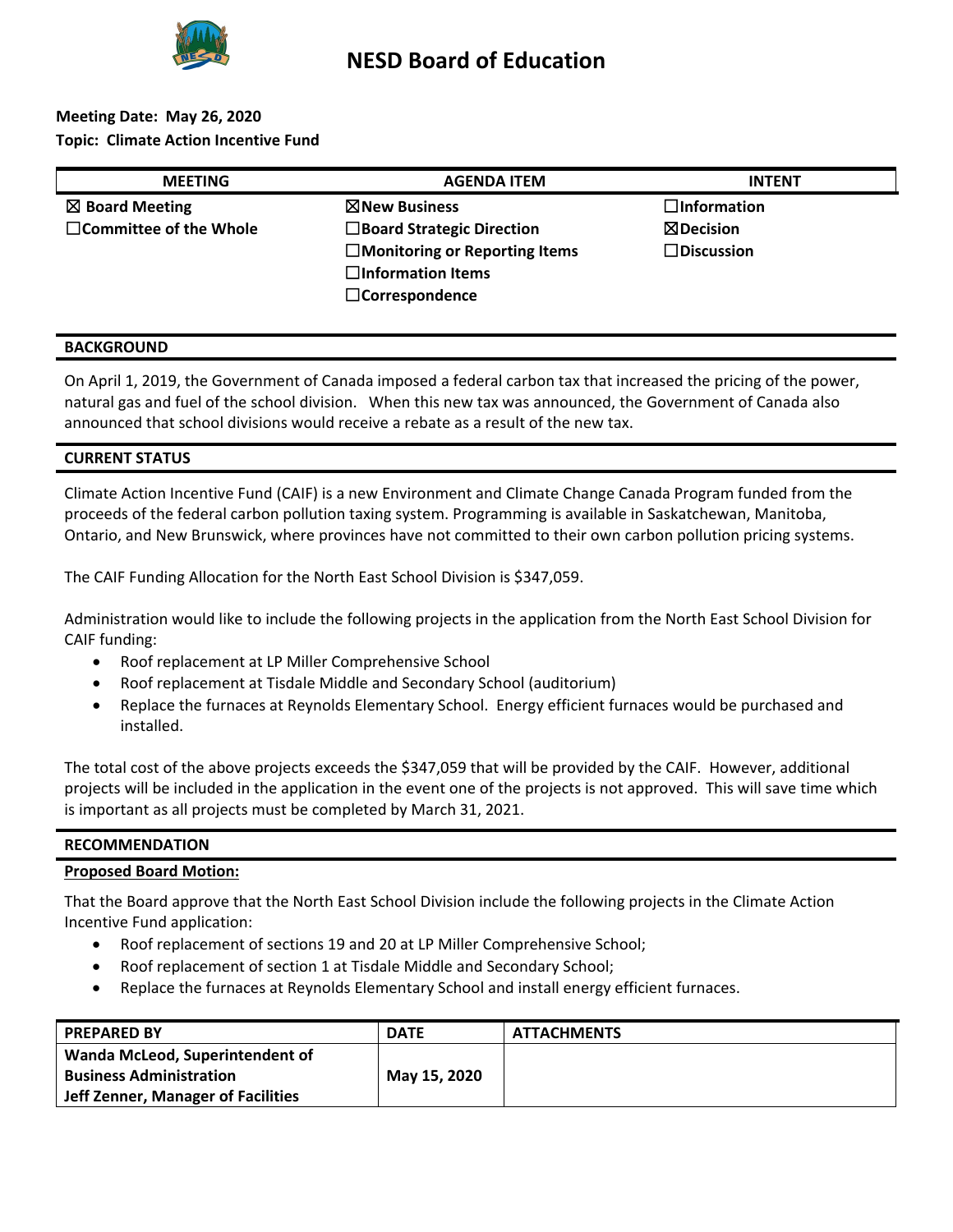# NESD Board of Education

**Meeting Date: May 26, 2020**
**Topic: Climate Action Incentive Fund**

| MEETING | AGENDA ITEM | INTENT |
|---|---|---|
| ☒ Board Meeting | ☒New Business | ☐Information |
| ☐Committee of the Whole | ☐Board Strategic Direction | ☒Decision |
| | ☐Monitoring or Reporting Items | ☐Discussion |
| | ☐Information Items | |
| | ☐Correspondence | |

## BACKGROUND

On April 1, 2019, the Government of Canada imposed a federal carbon tax that increased the pricing of the power, natural gas and fuel of the school division. When this new tax was announced, the Government of Canada also announced that school divisions would receive a rebate as a result of the new tax.

## CURRENT STATUS

Climate Action Incentive Fund (CAIF) is a new Environment and Climate Change Canada Program funded from the proceeds of the federal carbon pollution taxing system. Programming is available in Saskatchewan, Manitoba, Ontario, and New Brunswick, where provinces have not committed to their own carbon pollution pricing systems.

The CAIF Funding Allocation for the North East School Division is $347,059.

Administration would like to include the following projects in the application from the North East School Division for CAIF funding:

- Roof replacement at LP Miller Comprehensive School
- Roof replacement at Tisdale Middle and Secondary School (auditorium)
- Replace the furnaces at Reynolds Elementary School. Energy efficient furnaces would be purchased and installed.

The total cost of the above projects exceeds the $347,059 that will be provided by the CAIF. However, additional projects will be included in the application in the event one of the projects is not approved. This will save time which is important as all projects must be completed by March 31, 2021.

## RECOMMENDATION

**Proposed Board Motion:**

That the Board approve that the North East School Division include the following projects in the Climate Action Incentive Fund application:

- Roof replacement of sections 19 and 20 at LP Miller Comprehensive School;
- Roof replacement of section 1 at Tisdale Middle and Secondary School;
- Replace the furnaces at Reynolds Elementary School and install energy efficient furnaces.

| PREPARED BY | DATE | ATTACHMENTS |
|---|---|---|
| **Wanda McLeod, Superintendent of Business Administration**<br>**Jeff Zenner, Manager of Facilities** | **May 15, 2020** | |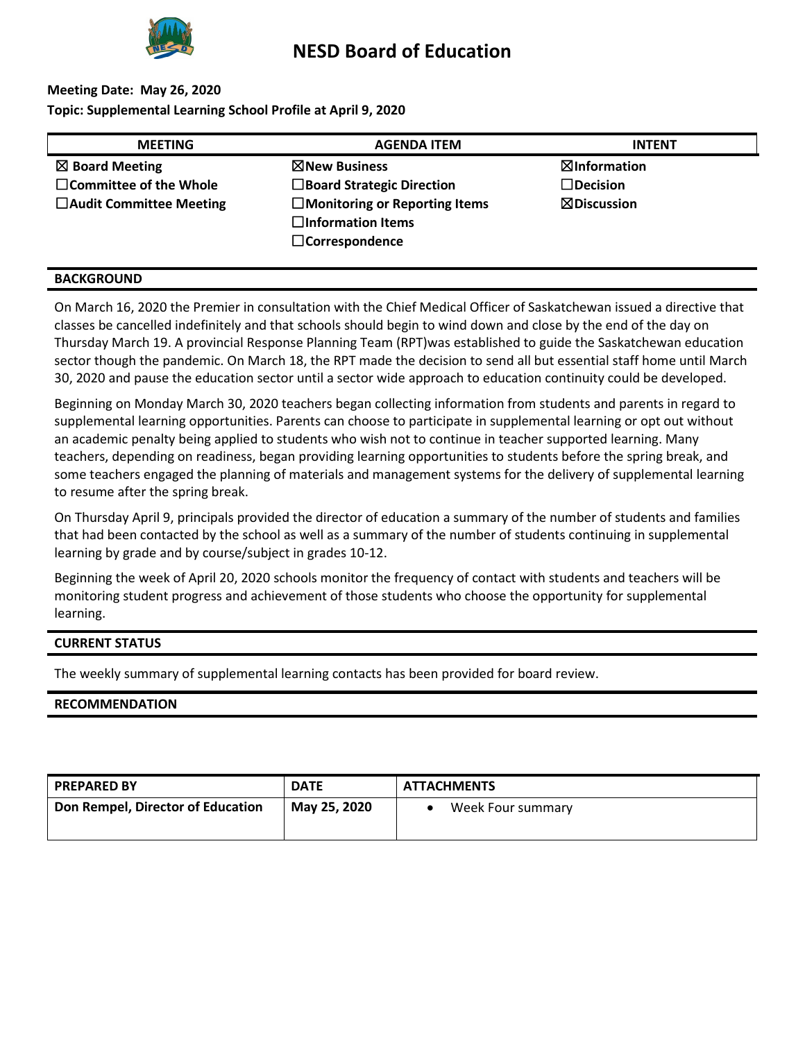# NESD Board of Education

**Meeting Date: May 26, 2020**

**Topic: Supplemental Learning School Profile at April 9, 2020**

| MEETING | AGENDA ITEM | INTENT |
|---|---|---|
| ☒ **Board Meeting** | ☒**New Business** | ☒**Information** |
| ☐**Committee of the Whole** | ☐**Board Strategic Direction** | ☐**Decision** |
| ☐**Audit Committee Meeting** | ☐**Monitoring or Reporting Items** | ☒**Discussion** |
| | ☐**Information Items** | |
| | ☐**Correspondence** | |

## BACKGROUND

On March 16, 2020 the Premier in consultation with the Chief Medical Officer of Saskatchewan issued a directive that classes be cancelled indefinitely and that schools should begin to wind down and close by the end of the day on Thursday March 19. A provincial Response Planning Team (RPT)was established to guide the Saskatchewan education sector though the pandemic. On March 18, the RPT made the decision to send all but essential staff home until March 30, 2020 and pause the education sector until a sector wide approach to education continuity could be developed.

Beginning on Monday March 30, 2020 teachers began collecting information from students and parents in regard to supplemental learning opportunities. Parents can choose to participate in supplemental learning or opt out without an academic penalty being applied to students who wish not to continue in teacher supported learning. Many teachers, depending on readiness, began providing learning opportunities to students before the spring break, and some teachers engaged the planning of materials and management systems for the delivery of supplemental learning to resume after the spring break.

On Thursday April 9, principals provided the director of education a summary of the number of students and families that had been contacted by the school as well as a summary of the number of students continuing in supplemental learning by grade and by course/subject in grades 10-12.

Beginning the week of April 20, 2020 schools monitor the frequency of contact with students and teachers will be monitoring student progress and achievement of those students who choose the opportunity for supplemental learning.

## CURRENT STATUS

The weekly summary of supplemental learning contacts has been provided for board review.

## RECOMMENDATION

| PREPARED BY | DATE | ATTACHMENTS |
|---|---|---|
| **Don Rempel, Director of Education** | **May 25, 2020** | • Week Four summary |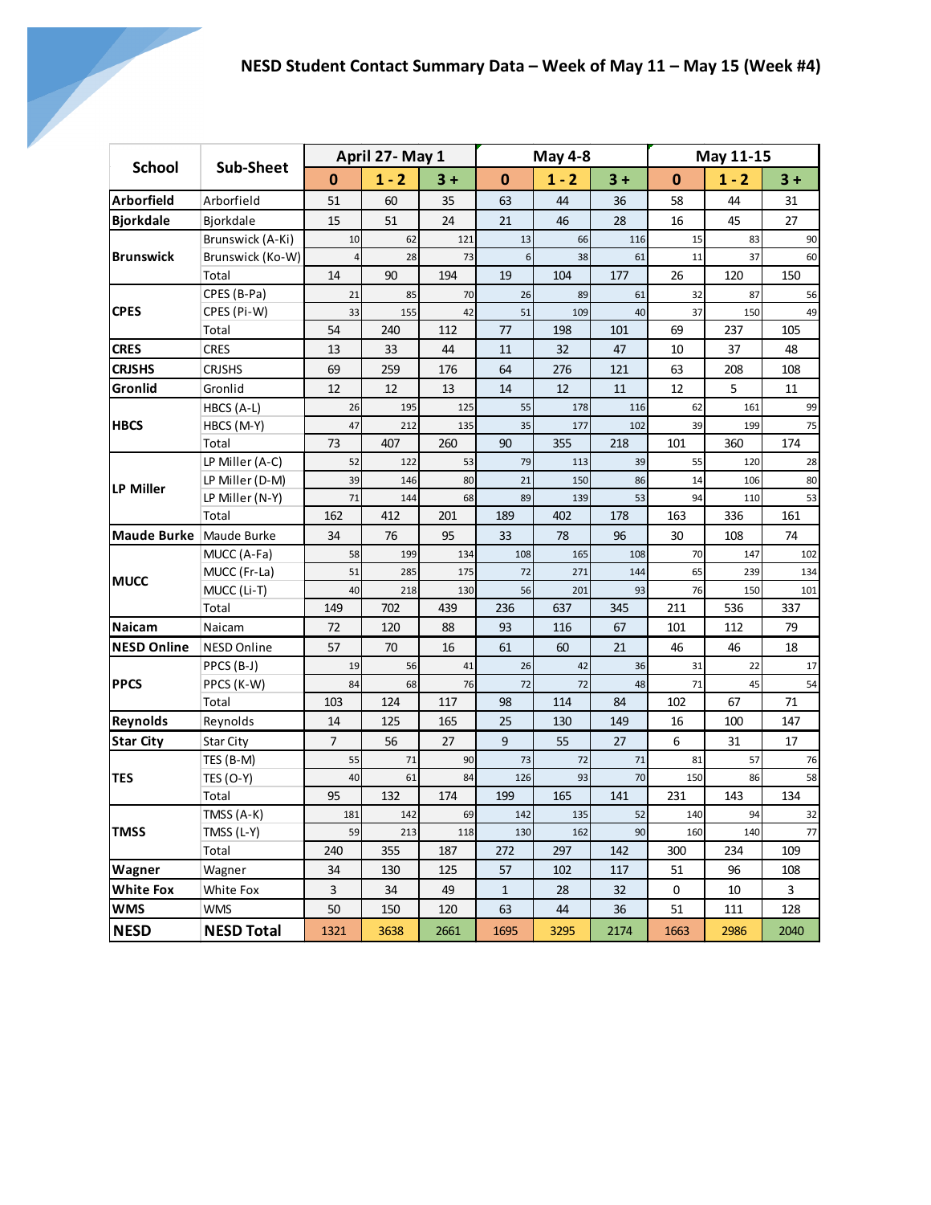# NESD Student Contact Summary Data – Week of May 11 – May 15 (Week #4)

| School | Sub-Sheet | April 27- May 1 | | | May 4-8 | | | May 11-15 | | |
|---|---|---|---|---|---|---|---|---|---|---|
| | | 0 | 1 - 2 | 3 + | 0 | 1 - 2 | 3 + | 0 | 1 - 2 | 3 + |
| **Arborfield** | Arborfield | 51 | 60 | 35 | 63 | 44 | 36 | 58 | 44 | 31 |
| **Bjorkdale** | Bjorkdale | 15 | 51 | 24 | 21 | 46 | 28 | 16 | 45 | 27 |
| **Brunswick** | Brunswick (A-Ki) | 10 | 62 | 121 | 13 | 66 | 116 | 15 | 83 | 90 |
| | Brunswick (Ko-W) | 4 | 28 | 73 | 6 | 38 | 61 | 11 | 37 | 60 |
| | Total | 14 | 90 | 194 | 19 | 104 | 177 | 26 | 120 | 150 |
| **CPES** | CPES (B-Pa) | 21 | 85 | 70 | 26 | 89 | 61 | 32 | 87 | 56 |
| | CPES (Pi-W) | 33 | 155 | 42 | 51 | 109 | 40 | 37 | 150 | 49 |
| | Total | 54 | 240 | 112 | 77 | 198 | 101 | 69 | 237 | 105 |
| **CRES** | CRES | 13 | 33 | 44 | 11 | 32 | 47 | 10 | 37 | 48 |
| **CRJSHS** | CRJSHS | 69 | 259 | 176 | 64 | 276 | 121 | 63 | 208 | 108 |
| **Gronlid** | Gronlid | 12 | 12 | 13 | 14 | 12 | 11 | 12 | 5 | 11 |
| **HBCS** | HBCS (A-L) | 26 | 195 | 125 | 55 | 178 | 116 | 62 | 161 | 99 |
| | HBCS (M-Y) | 47 | 212 | 135 | 35 | 177 | 102 | 39 | 199 | 75 |
| | Total | 73 | 407 | 260 | 90 | 355 | 218 | 101 | 360 | 174 |
| **LP Miller** | LP Miller (A-C) | 52 | 122 | 53 | 79 | 113 | 39 | 55 | 120 | 28 |
| | LP Miller (D-M) | 39 | 146 | 80 | 21 | 150 | 86 | 14 | 106 | 80 |
| | LP Miller (N-Y) | 71 | 144 | 68 | 89 | 139 | 53 | 94 | 110 | 53 |
| | Total | 162 | 412 | 201 | 189 | 402 | 178 | 163 | 336 | 161 |
| **Maude Burke** | Maude Burke | 34 | 76 | 95 | 33 | 78 | 96 | 30 | 108 | 74 |
| **MUCC** | MUCC (A-Fa) | 58 | 199 | 134 | 108 | 165 | 108 | 70 | 147 | 102 |
| | MUCC (Fr-La) | 51 | 285 | 175 | 72 | 271 | 144 | 65 | 239 | 134 |
| | MUCC (Li-T) | 40 | 218 | 130 | 56 | 201 | 93 | 76 | 150 | 101 |
| | Total | 149 | 702 | 439 | 236 | 637 | 345 | 211 | 536 | 337 |
| **Naicam** | Naicam | 72 | 120 | 88 | 93 | 116 | 67 | 101 | 112 | 79 |
| **NESD Online** | NESD Online | 57 | 70 | 16 | 61 | 60 | 21 | 46 | 46 | 18 |
| **PPCS** | PPCS (B-J) | 19 | 56 | 41 | 26 | 42 | 36 | 31 | 22 | 17 |
| | PPCS (K-W) | 84 | 68 | 76 | 72 | 72 | 48 | 71 | 45 | 54 |
| | Total | 103 | 124 | 117 | 98 | 114 | 84 | 102 | 67 | 71 |
| **Reynolds** | Reynolds | 14 | 125 | 165 | 25 | 130 | 149 | 16 | 100 | 147 |
| **Star City** | Star City | 7 | 56 | 27 | 9 | 55 | 27 | 6 | 31 | 17 |
| **TES** | TES (B-M) | 55 | 71 | 90 | 73 | 72 | 71 | 81 | 57 | 76 |
| | TES (O-Y) | 40 | 61 | 84 | 126 | 93 | 70 | 150 | 86 | 58 |
| | Total | 95 | 132 | 174 | 199 | 165 | 141 | 231 | 143 | 134 |
| **TMSS** | TMSS (A-K) | 181 | 142 | 69 | 142 | 135 | 52 | 140 | 94 | 32 |
| | TMSS (L-Y) | 59 | 213 | 118 | 130 | 162 | 90 | 160 | 140 | 77 |
| | Total | 240 | 355 | 187 | 272 | 297 | 142 | 300 | 234 | 109 |
| **Wagner** | Wagner | 34 | 130 | 125 | 57 | 102 | 117 | 51 | 96 | 108 |
| **White Fox** | White Fox | 3 | 34 | 49 | 1 | 28 | 32 | 0 | 10 | 3 |
| **WMS** | WMS | 50 | 150 | 120 | 63 | 44 | 36 | 51 | 111 | 128 |
| **NESD** | **NESD Total** | 1321 | 3638 | 2661 | 1695 | 3295 | 2174 | 1663 | 2986 | 2040 |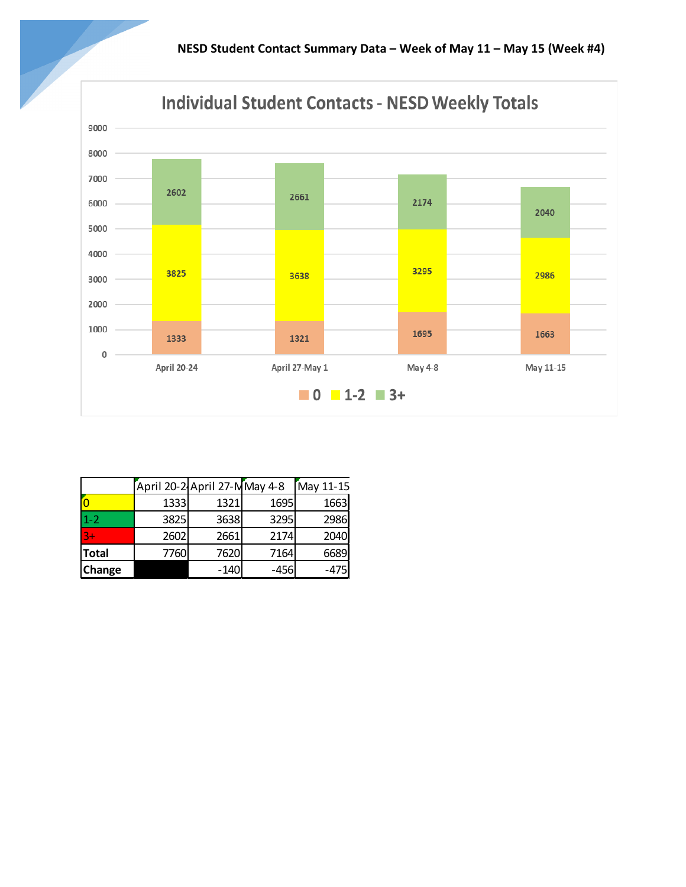**NESD Student Contact Summary Data – Week of May 11 – May 15 (Week #4)**

## Individual Student Contacts - NESD Weekly Totals

| | April 20-24 | April 27-May 1 | May 4-8 | May 11-15 |
|---|---|---|---|---|
| 0 | 1333 | 1321 | 1695 | 1663 |
| 1-2 | 3825 | 3638 | 3295 | 2986 |
| 3+ | 2602 | 2661 | 2174 | 2040 |

| | April 20-2 | April 27-M | May 4-8 | May 11-15 |
|---|---|---|---|---|
| 0 | 1333 | 1321 | 1695 | 1663 |
| 1-2 | 3825 | 3638 | 3295 | 2986 |
| 3+ | 2602 | 2661 | 2174 | 2040 |
| **Total** | 7760 | 7620 | 7164 | 6689 |
| **Change** | | -140 | -456 | -475 |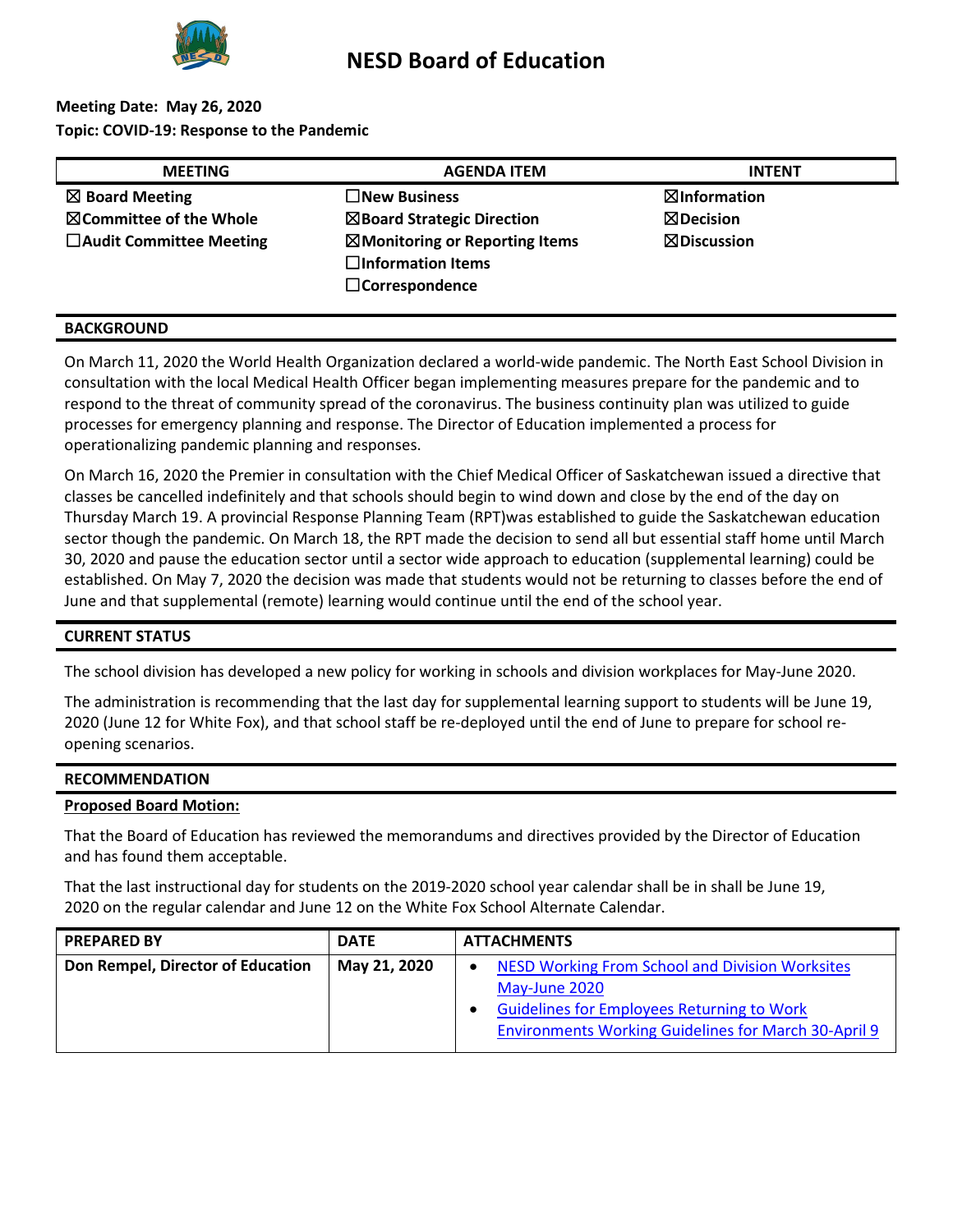# NESD Board of Education

**Meeting Date: May 26, 2020**
**Topic: COVID-19: Response to the Pandemic**

| MEETING | AGENDA ITEM | INTENT |
|---|---|---|
| ☒ Board Meeting | ☐New Business | ☒Information |
| ☒Committee of the Whole | ☒Board Strategic Direction | ☒Decision |
| ☐Audit Committee Meeting | ☒Monitoring or Reporting Items | ☒Discussion |
| | ☐Information Items | |
| | ☐Correspondence | |

## BACKGROUND

On March 11, 2020 the World Health Organization declared a world-wide pandemic. The North East School Division in consultation with the local Medical Health Officer began implementing measures prepare for the pandemic and to respond to the threat of community spread of the coronavirus. The business continuity plan was utilized to guide processes for emergency planning and response. The Director of Education implemented a process for operationalizing pandemic planning and responses.

On March 16, 2020 the Premier in consultation with the Chief Medical Officer of Saskatchewan issued a directive that classes be cancelled indefinitely and that schools should begin to wind down and close by the end of the day on Thursday March 19. A provincial Response Planning Team (RPT)was established to guide the Saskatchewan education sector though the pandemic. On March 18, the RPT made the decision to send all but essential staff home until March 30, 2020 and pause the education sector until a sector wide approach to education (supplemental learning) could be established. On May 7, 2020 the decision was made that students would not be returning to classes before the end of June and that supplemental (remote) learning would continue until the end of the school year.

## CURRENT STATUS

The school division has developed a new policy for working in schools and division workplaces for May-June 2020.

The administration is recommending that the last day for supplemental learning support to students will be June 19, 2020 (June 12 for White Fox), and that school staff be re-deployed until the end of June to prepare for school re-opening scenarios.

## RECOMMENDATION

**Proposed Board Motion:**

That the Board of Education has reviewed the memorandums and directives provided by the Director of Education and has found them acceptable.

That the last instructional day for students on the 2019-2020 school year calendar shall be in shall be June 19, 2020 on the regular calendar and June 12 on the White Fox School Alternate Calendar.

| PREPARED BY | DATE | ATTACHMENTS |
|---|---|---|
| Don Rempel, Director of Education | May 21, 2020 | • NESD Working From School and Division Worksites May-June 2020<br>• Guidelines for Employees Returning to Work Environments Working Guidelines for March 30-April 9 |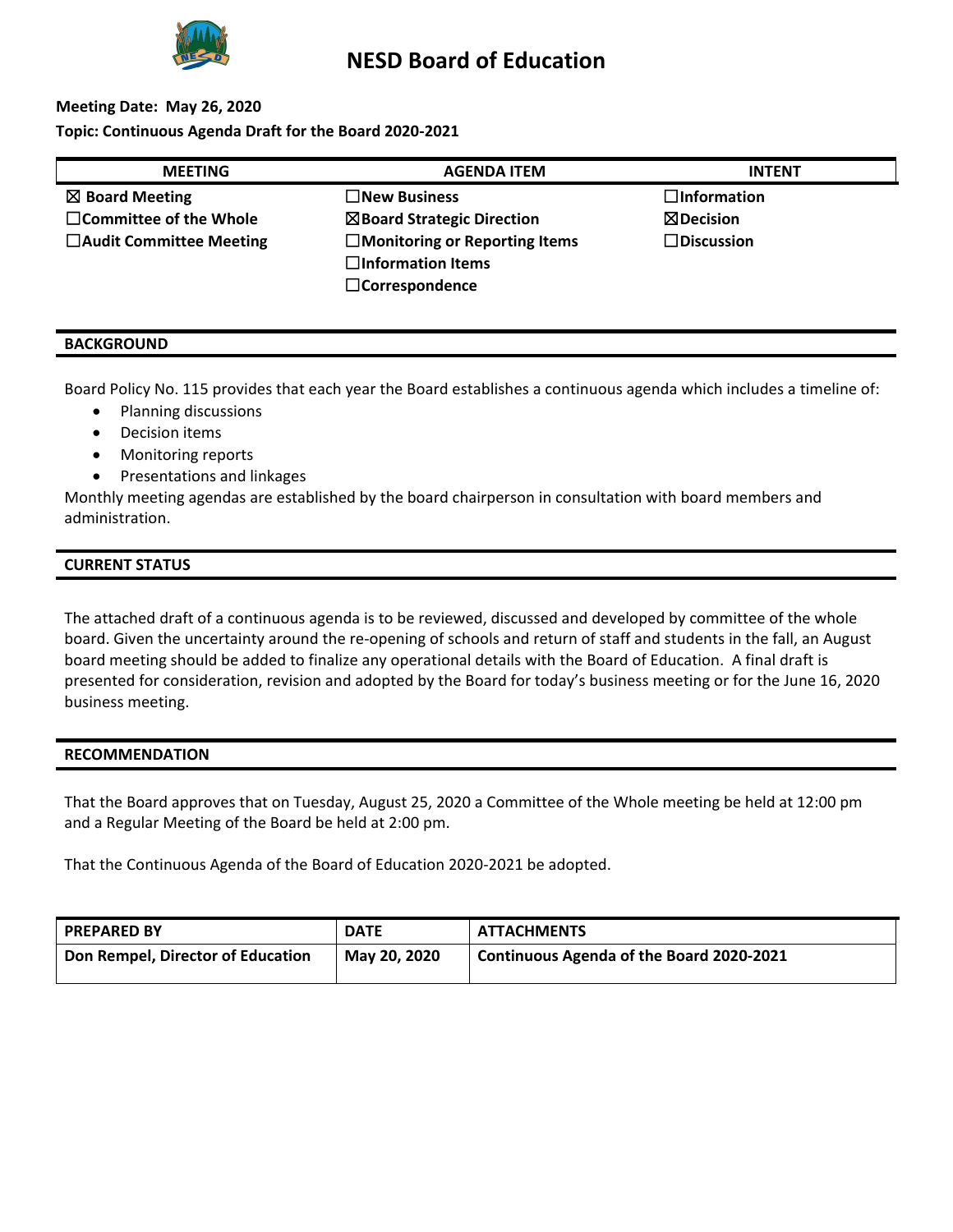# NESD Board of Education

**Meeting Date: May 26, 2020**

**Topic: Continuous Agenda Draft for the Board 2020-2021**

| MEETING | AGENDA ITEM | INTENT |
|---|---|---|
| ☒ Board Meeting | ☐New Business | ☐Information |
| ☐Committee of the Whole | ☒Board Strategic Direction | ☒Decision |
| ☐Audit Committee Meeting | ☐Monitoring or Reporting Items | ☐Discussion |
| | ☐Information Items | |
| | ☐Correspondence | |

## BACKGROUND

Board Policy No. 115 provides that each year the Board establishes a continuous agenda which includes a timeline of:

- Planning discussions
- Decision items
- Monitoring reports
- Presentations and linkages

Monthly meeting agendas are established by the board chairperson in consultation with board members and administration.

## CURRENT STATUS

The attached draft of a continuous agenda is to be reviewed, discussed and developed by committee of the whole board. Given the uncertainty around the re-opening of schools and return of staff and students in the fall, an August board meeting should be added to finalize any operational details with the Board of Education. A final draft is presented for consideration, revision and adopted by the Board for today's business meeting or for the June 16, 2020 business meeting.

## RECOMMENDATION

That the Board approves that on Tuesday, August 25, 2020 a Committee of the Whole meeting be held at 12:00 pm and a Regular Meeting of the Board be held at 2:00 pm.

That the Continuous Agenda of the Board of Education 2020-2021 be adopted.

| PREPARED BY | DATE | ATTACHMENTS |
|---|---|---|
| Don Rempel, Director of Education | May 20, 2020 | Continuous Agenda of the Board 2020-2021 |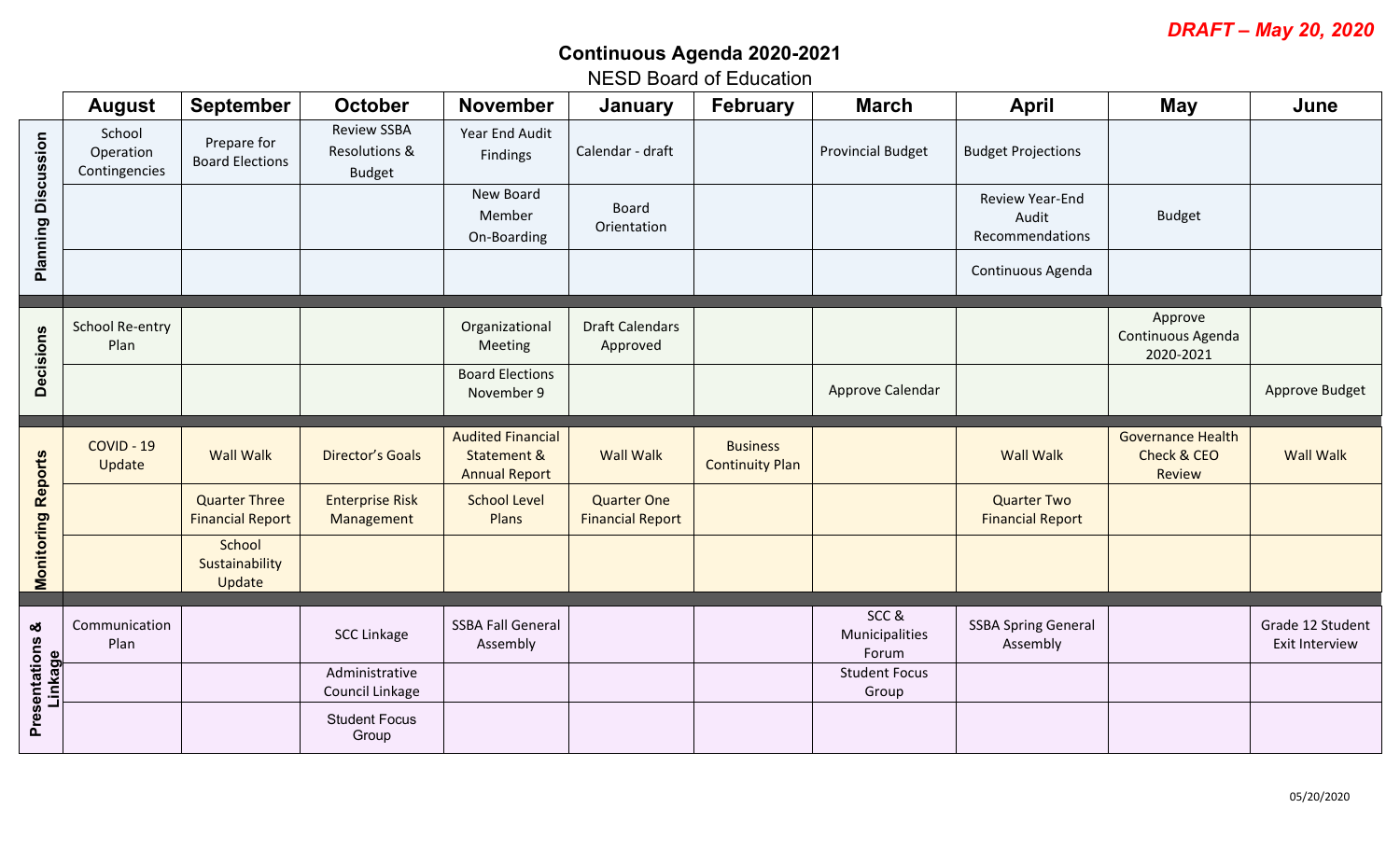*DRAFT – May 20, 2020*

## Continuous Agenda 2020-2021

NESD Board of Education

| | August | September | October | November | January | February | March | April | May | June |
|---|---|---|---|---|---|---|---|---|---|---|
| **Planning Discussion** | School Operation Contingencies | Prepare for Board Elections | Review SSBA Resolutions & Budget | Year End Audit Findings | Calendar - draft | | Provincial Budget | Budget Projections | | |
| | | | | New Board Member On-Boarding | Board Orientation | | | Review Year-End Audit Recommendations | Budget | |
| | | | | | | | | Continuous Agenda | | |
| **Decisions** | School Re-entry Plan | | | Organizational Meeting | Draft Calendars Approved | | | | Approve Continuous Agenda 2020-2021 | |
| | | | | Board Elections November 9 | | | Approve Calendar | | | Approve Budget |
| **Monitoring Reports** | COVID - 19 Update | Wall Walk | Director's Goals | Audited Financial Statement & Annual Report | Wall Walk | Business Continuity Plan | | Wall Walk | Governance Health Check & CEO Review | Wall Walk |
| | | Quarter Three Financial Report | Enterprise Risk Management | School Level Plans | Quarter One Financial Report | | | Quarter Two Financial Report | | |
| | | School Sustainability Update | | | | | | | | |
| **Presentations & Linkage** | Communication Plan | | SCC Linkage | SSBA Fall General Assembly | | | SCC & Municipalities Forum | SSBA Spring General Assembly | | Grade 12 Student Exit Interview |
| | | | Administrative Council Linkage | | | | Student Focus Group | | | |
| | | | Student Focus Group | | | | | | | |

05/20/2020